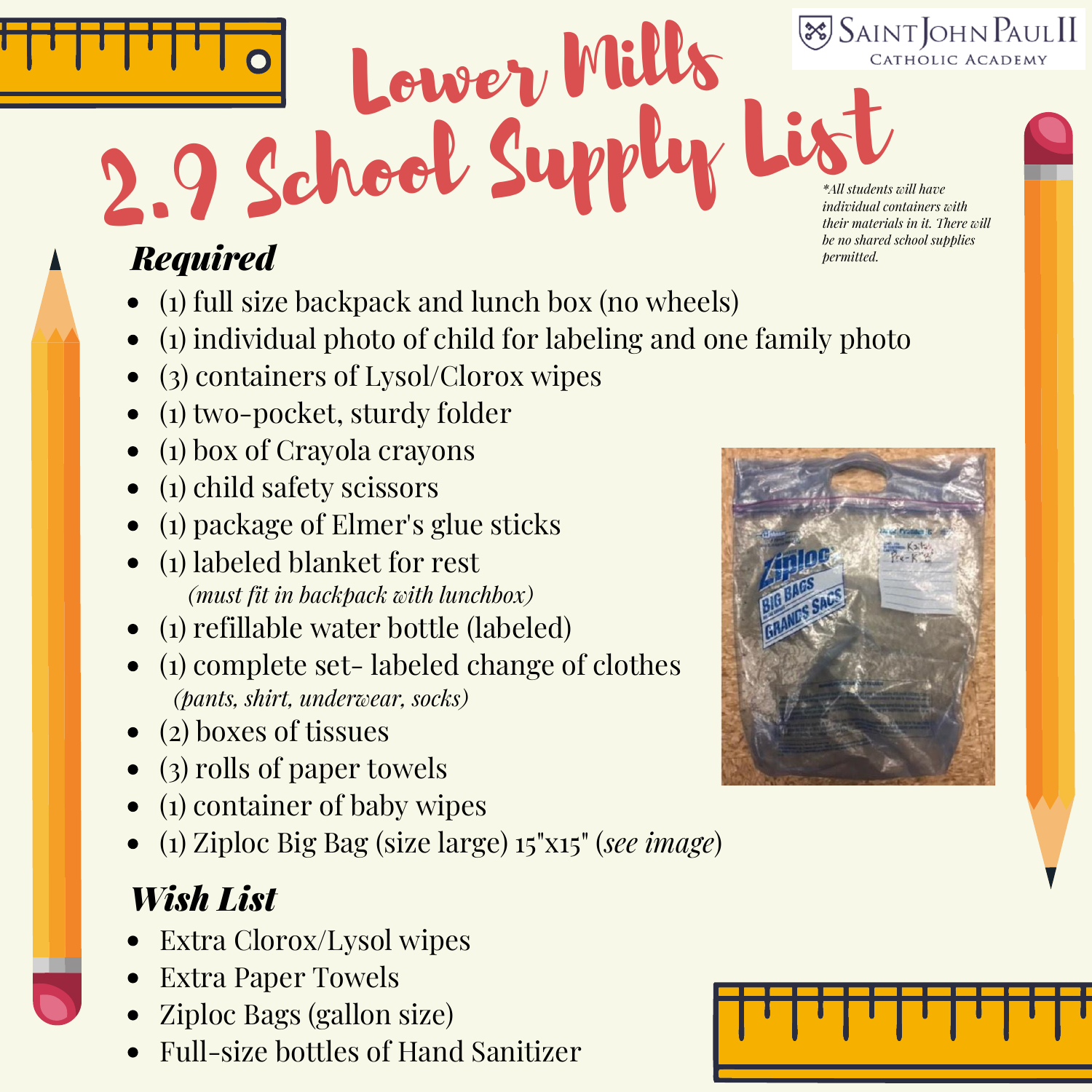Saint John Paul II Catholic Academy

# Lower Mills 2.9 School Supply List

*\*All students will have individual containers with their materials in it. There will be no shared school supplies permitted.*

## Required

- (1) full size backpack and lunch box (no wheels)
- (1) individual photo of child for labeling and one family photo
- (3) containers of Lysol/Clorox wipes
- (1) two-pocket, sturdy folder
- (1) box of Crayola crayons
- (1) child safety scissors
- (1) package of Elmer's glue sticks
- (1) labeled blanket for rest
  *(must fit in backpack with lunchbox)*
- (1) refillable water bottle (labeled)
- (1) complete set- labeled change of clothes
  *(pants, shirt, underwear, socks)*
- (2) boxes of tissues
- (3) rolls of paper towels
- (1) container of baby wipes
- (1) Ziploc Big Bag (size large) 15"x15" (*see image*)

## Wish List

- Extra Clorox/Lysol wipes
- Extra Paper Towels
- Ziploc Bags (gallon size)
- Full-size bottles of Hand Sanitizer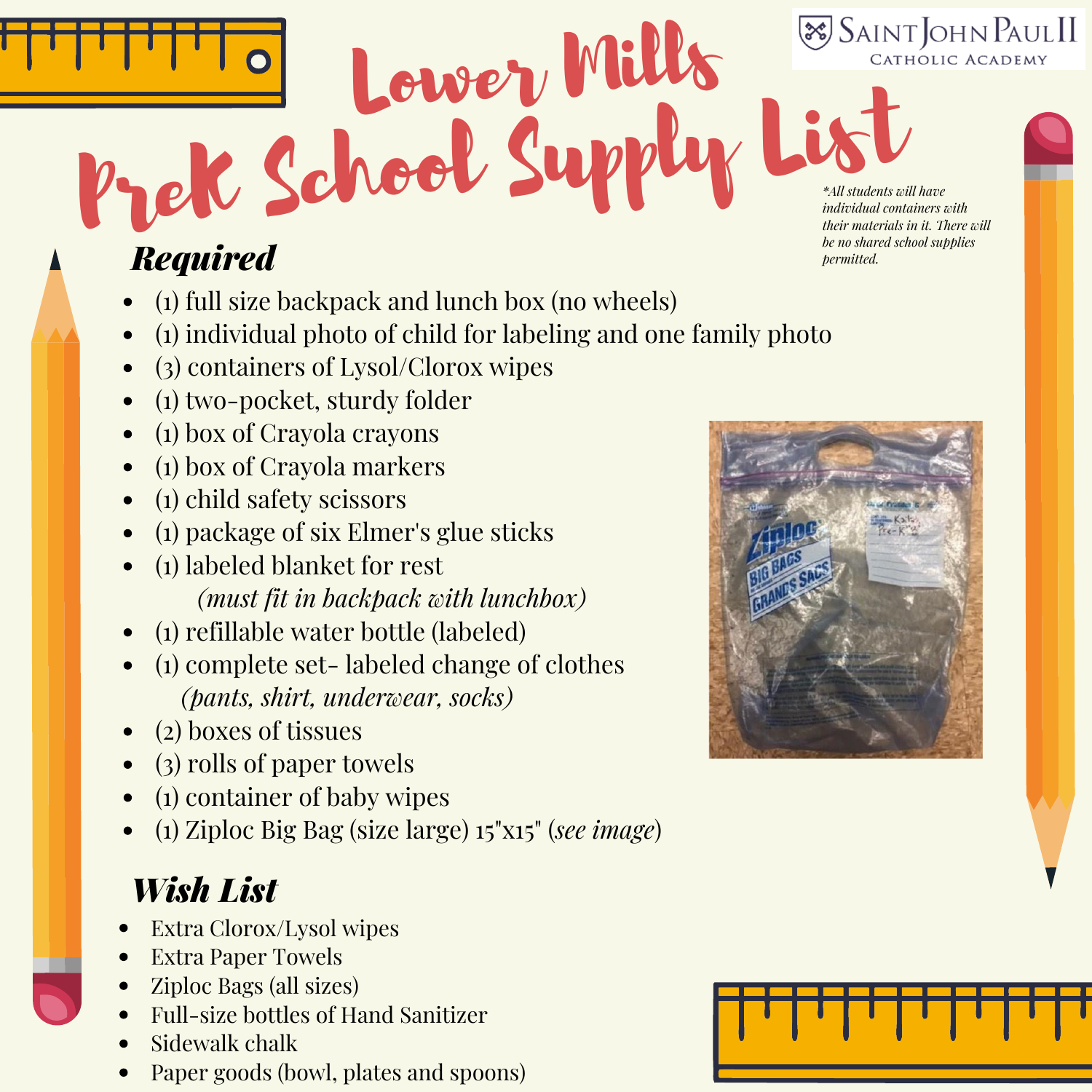Saint John Paul II
Catholic Academy

# Lower Mills PreK School Supply List

*\*All students will have individual containers with their materials in it. There will be no shared school supplies permitted.*

## *Required*

- (1) full size backpack and lunch box (no wheels)
- (1) individual photo of child for labeling and one family photo
- (3) containers of Lysol/Clorox wipes
- (1) two-pocket, sturdy folder
- (1) box of Crayola crayons
- (1) box of Crayola markers
- (1) child safety scissors
- (1) package of six Elmer's glue sticks
- (1) labeled blanket for rest
  *(must fit in backpack with lunchbox)*
- (1) refillable water bottle (labeled)
- (1) complete set- labeled change of clothes
  *(pants, shirt, underwear, socks)*
- (2) boxes of tissues
- (3) rolls of paper towels
- (1) container of baby wipes
- (1) Ziploc Big Bag (size large) 15"x15" (*see image*)

## *Wish List*

- Extra Clorox/Lysol wipes
- Extra Paper Towels
- Ziploc Bags (all sizes)
- Full-size bottles of Hand Sanitizer
- Sidewalk chalk
- Paper goods (bowl, plates and spoons)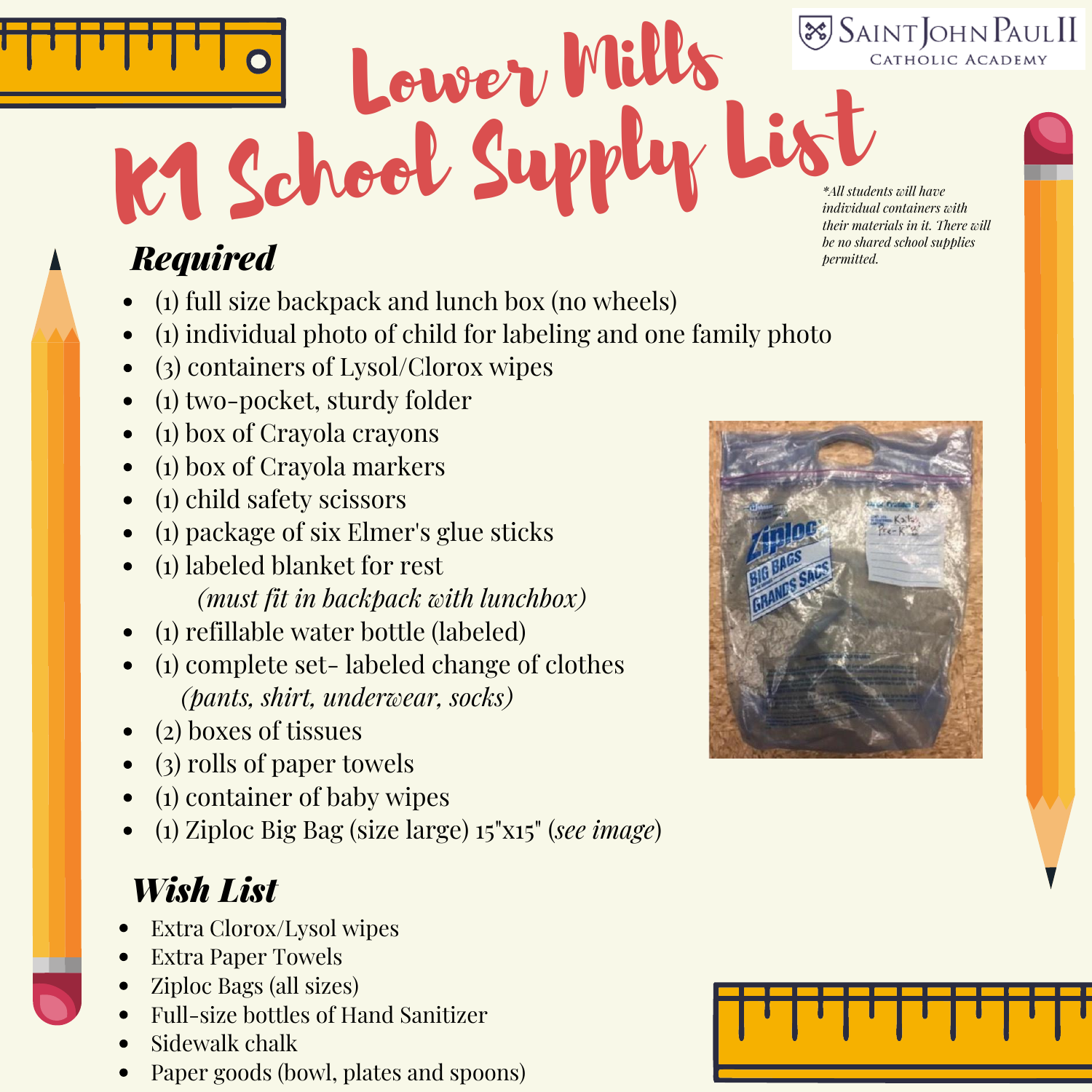Saint John Paul II Catholic Academy

# Lower Mills K1 School Supply List

*\*All students will have individual containers with their materials in it. There will be no shared school supplies permitted.*

## Required

- (1) full size backpack and lunch box (no wheels)
- (1) individual photo of child for labeling and one family photo
- (3) containers of Lysol/Clorox wipes
- (1) two-pocket, sturdy folder
- (1) box of Crayola crayons
- (1) box of Crayola markers
- (1) child safety scissors
- (1) package of six Elmer's glue sticks
- (1) labeled blanket for rest
  *(must fit in backpack with lunchbox)*
- (1) refillable water bottle (labeled)
- (1) complete set- labeled change of clothes
  *(pants, shirt, underwear, socks)*
- (2) boxes of tissues
- (3) rolls of paper towels
- (1) container of baby wipes
- (1) Ziploc Big Bag (size large) 15"x15" (*see image*)

## Wish List

- Extra Clorox/Lysol wipes
- Extra Paper Towels
- Ziploc Bags (all sizes)
- Full-size bottles of Hand Sanitizer
- Sidewalk chalk
- Paper goods (bowl, plates and spoons)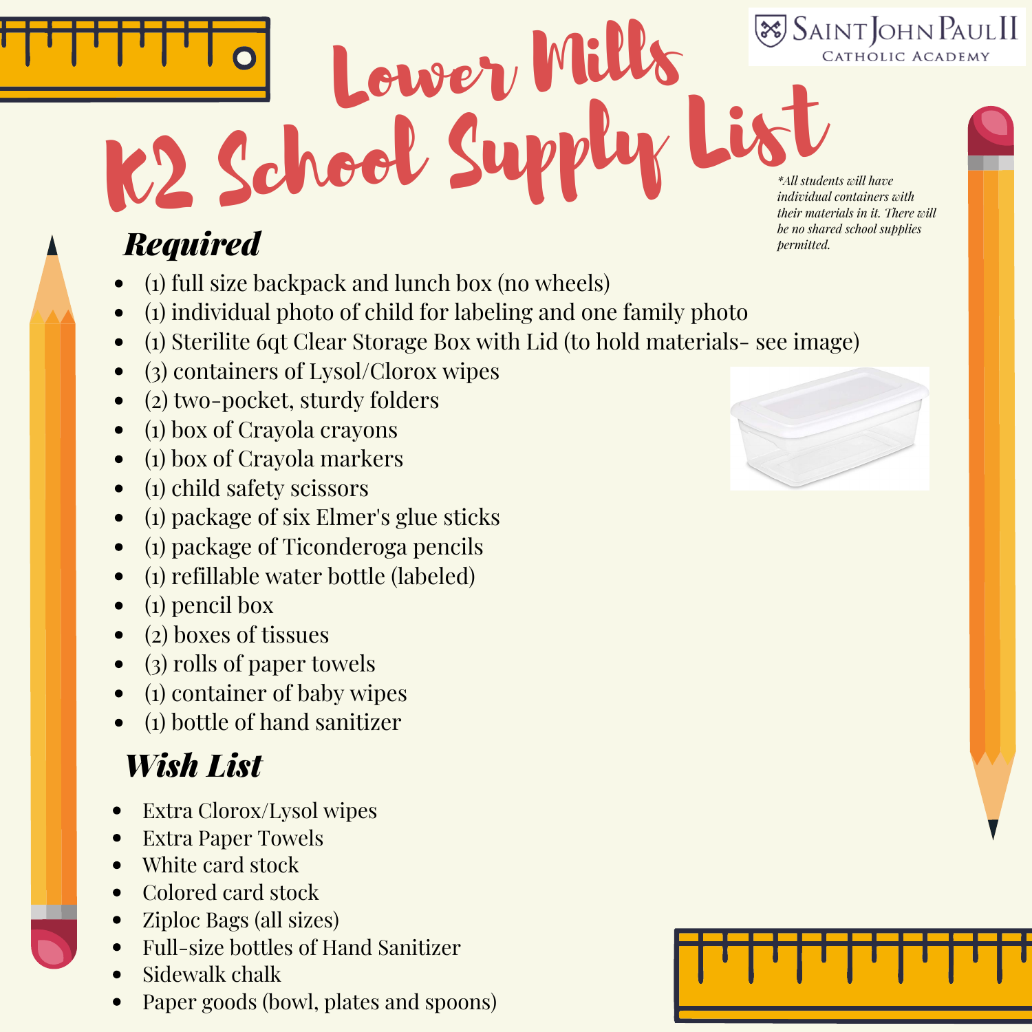Saint John Paul II Catholic Academy

# Lower Mills K2 School Supply List

*\*All students will have individual containers with their materials in it. There will be no shared school supplies permitted.*

## Required

- (1) full size backpack and lunch box (no wheels)
- (1) individual photo of child for labeling and one family photo
- (1) Sterilite 6qt Clear Storage Box with Lid (to hold materials- see image)
- (3) containers of Lysol/Clorox wipes
- (2) two-pocket, sturdy folders
- (1) box of Crayola crayons
- (1) box of Crayola markers
- (1) child safety scissors
- (1) package of six Elmer's glue sticks
- (1) package of Ticonderoga pencils
- (1) refillable water bottle (labeled)
- (1) pencil box
- (2) boxes of tissues
- (3) rolls of paper towels
- (1) container of baby wipes
- (1) bottle of hand sanitizer

## Wish List

- Extra Clorox/Lysol wipes
- Extra Paper Towels
- White card stock
- Colored card stock
- Ziploc Bags (all sizes)
- Full-size bottles of Hand Sanitizer
- Sidewalk chalk
- Paper goods (bowl, plates and spoons)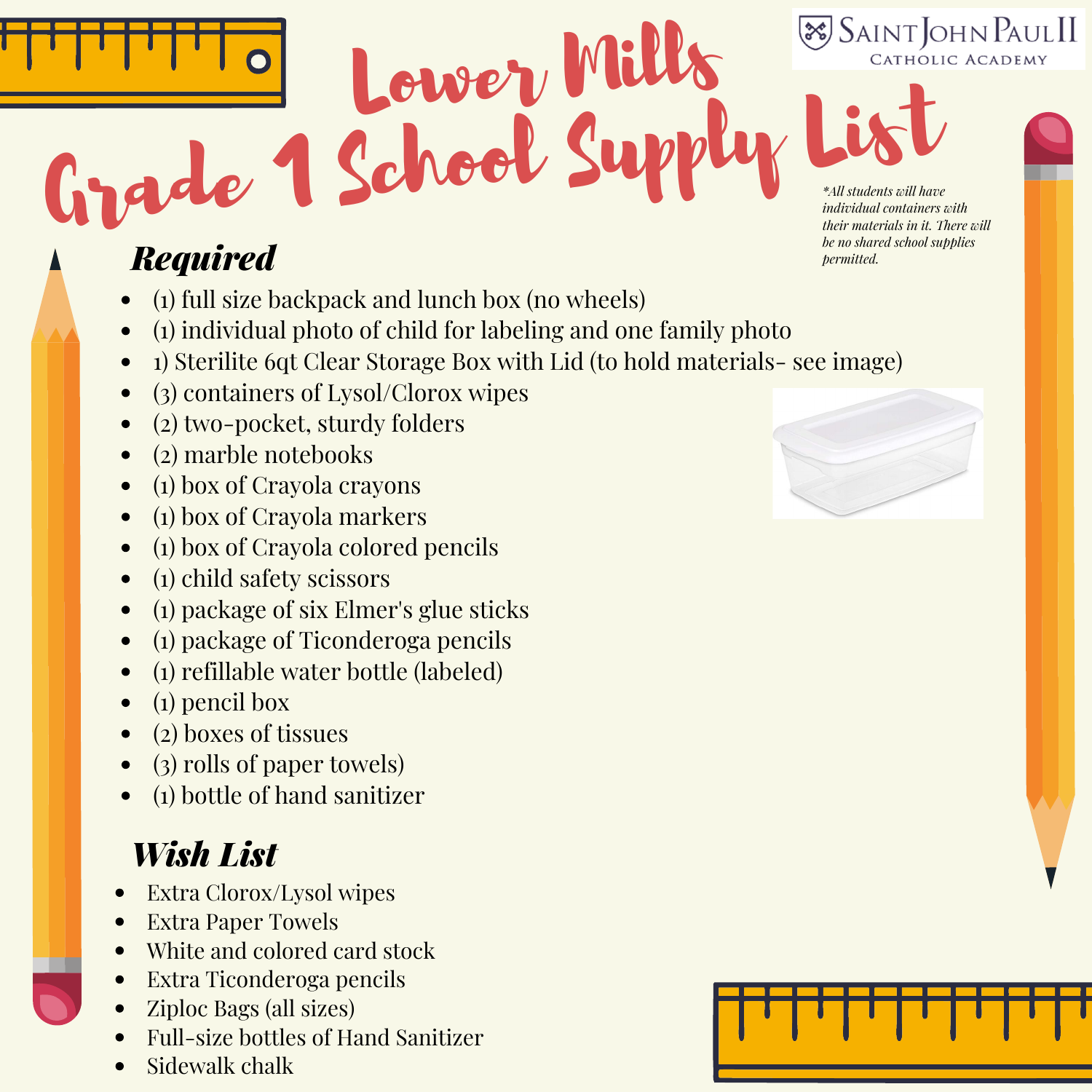# Lower Mills Grade 1 School Supply List

SAINT JOHN PAUL II CATHOLIC ACADEMY

*\*All students will have individual containers with their materials in it. There will be no shared school supplies permitted.*

## ***Required***

- (1) full size backpack and lunch box (no wheels)
- (1) individual photo of child for labeling and one family photo
- 1) Sterilite 6qt Clear Storage Box with Lid (to hold materials- see image)
- (3) containers of Lysol/Clorox wipes
- (2) two-pocket, sturdy folders
- (2) marble notebooks
- (1) box of Crayola crayons
- (1) box of Crayola markers
- (1) box of Crayola colored pencils
- (1) child safety scissors
- (1) package of six Elmer's glue sticks
- (1) package of Ticonderoga pencils
- (1) refillable water bottle (labeled)
- (1) pencil box
- (2) boxes of tissues
- (3) rolls of paper towels)
- (1) bottle of hand sanitizer

## ***Wish List***

- Extra Clorox/Lysol wipes
- Extra Paper Towels
- White and colored card stock
- Extra Ticonderoga pencils
- Ziploc Bags (all sizes)
- Full-size bottles of Hand Sanitizer
- Sidewalk chalk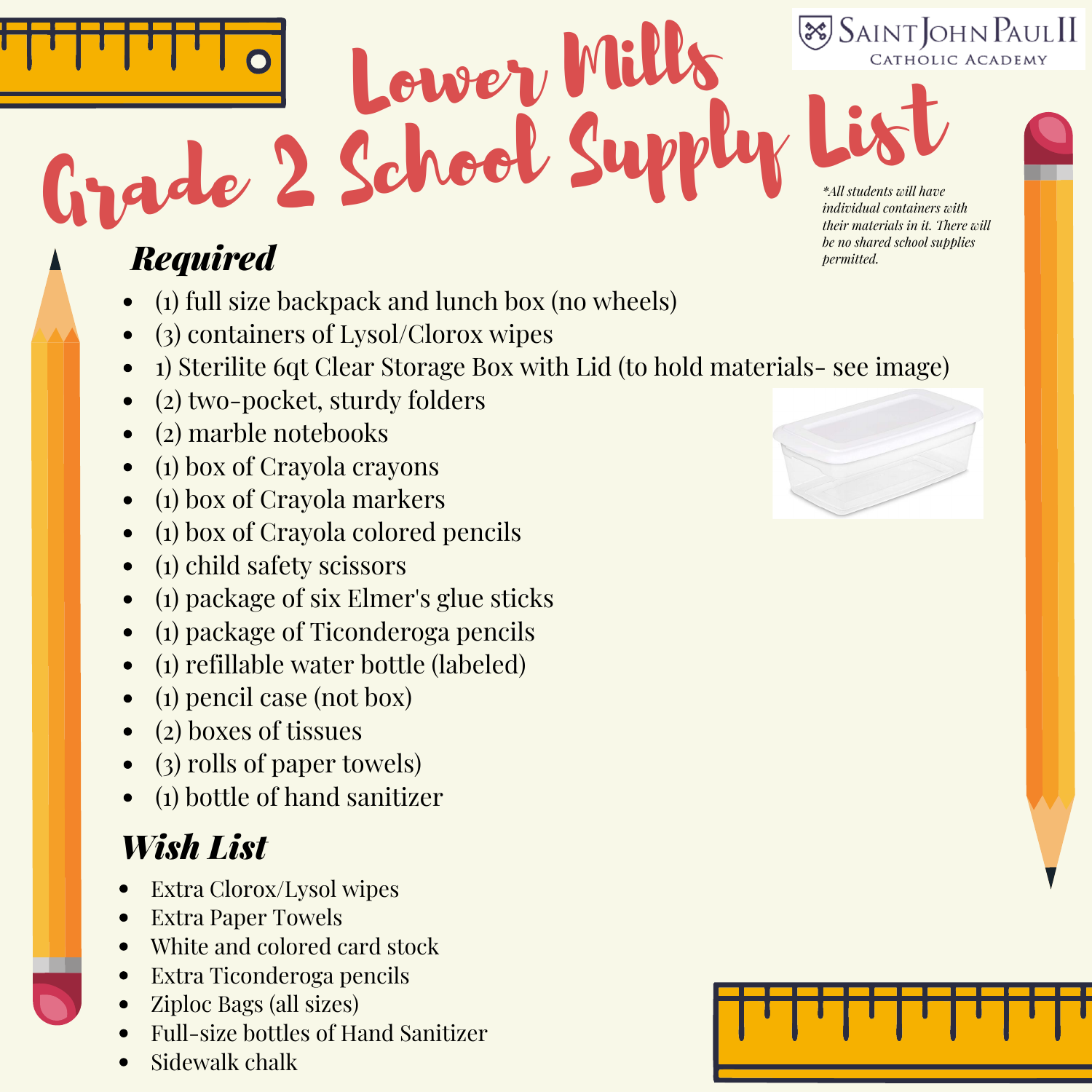Saint John Paul II Catholic Academy

# Lower Mills Grade 2 School Supply List

*\*All students will have individual containers with their materials in it. There will be no shared school supplies permitted.*

## *Required*

- (1) full size backpack and lunch box (no wheels)
- (3) containers of Lysol/Clorox wipes
- 1) Sterilite 6qt Clear Storage Box with Lid (to hold materials- see image)
- (2) two-pocket, sturdy folders
- (2) marble notebooks
- (1) box of Crayola crayons
- (1) box of Crayola markers
- (1) box of Crayola colored pencils
- (1) child safety scissors
- (1) package of six Elmer's glue sticks
- (1) package of Ticonderoga pencils
- (1) refillable water bottle (labeled)
- (1) pencil case (not box)
- (2) boxes of tissues
- (3) rolls of paper towels)
- (1) bottle of hand sanitizer

## *Wish List*

- Extra Clorox/Lysol wipes
- Extra Paper Towels
- White and colored card stock
- Extra Ticonderoga pencils
- Ziploc Bags (all sizes)
- Full-size bottles of Hand Sanitizer
- Sidewalk chalk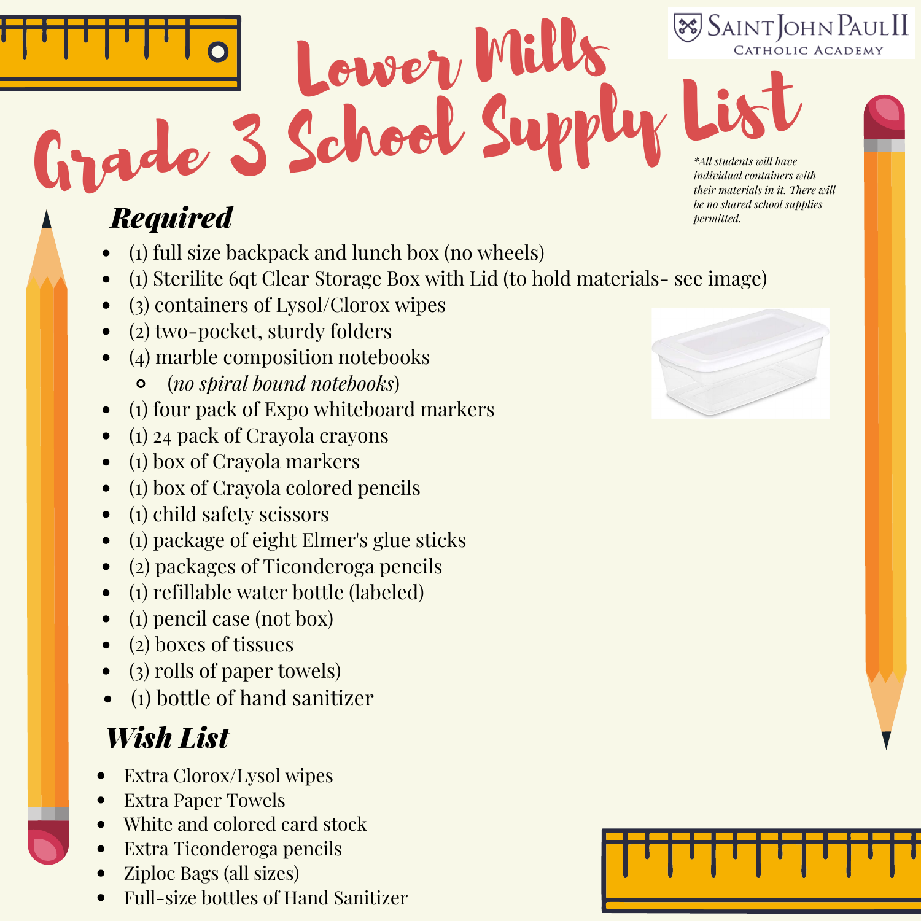Saint John Paul II Catholic Academy

# Lower Mills Grade 3 School Supply List

*\*All students will have individual containers with their materials in it. There will be no shared school supplies permitted.*

## ***Required***

- (1) full size backpack and lunch box (no wheels)
- (1) Sterilite 6qt Clear Storage Box with Lid (to hold materials- see image)
- (3) containers of Lysol/Clorox wipes
- (2) two-pocket, sturdy folders
- (4) marble composition notebooks
  - (*no spiral bound notebooks*)
- (1) four pack of Expo whiteboard markers
- (1) 24 pack of Crayola crayons
- (1) box of Crayola markers
- (1) box of Crayola colored pencils
- (1) child safety scissors
- (1) package of eight Elmer's glue sticks
- (2) packages of Ticonderoga pencils
- (1) refillable water bottle (labeled)
- (1) pencil case (not box)
- (2) boxes of tissues
- (3) rolls of paper towels)
- (1) bottle of hand sanitizer

## ***Wish List***

- Extra Clorox/Lysol wipes
- Extra Paper Towels
- White and colored card stock
- Extra Ticonderoga pencils
- Ziploc Bags (all sizes)
- Full-size bottles of Hand Sanitizer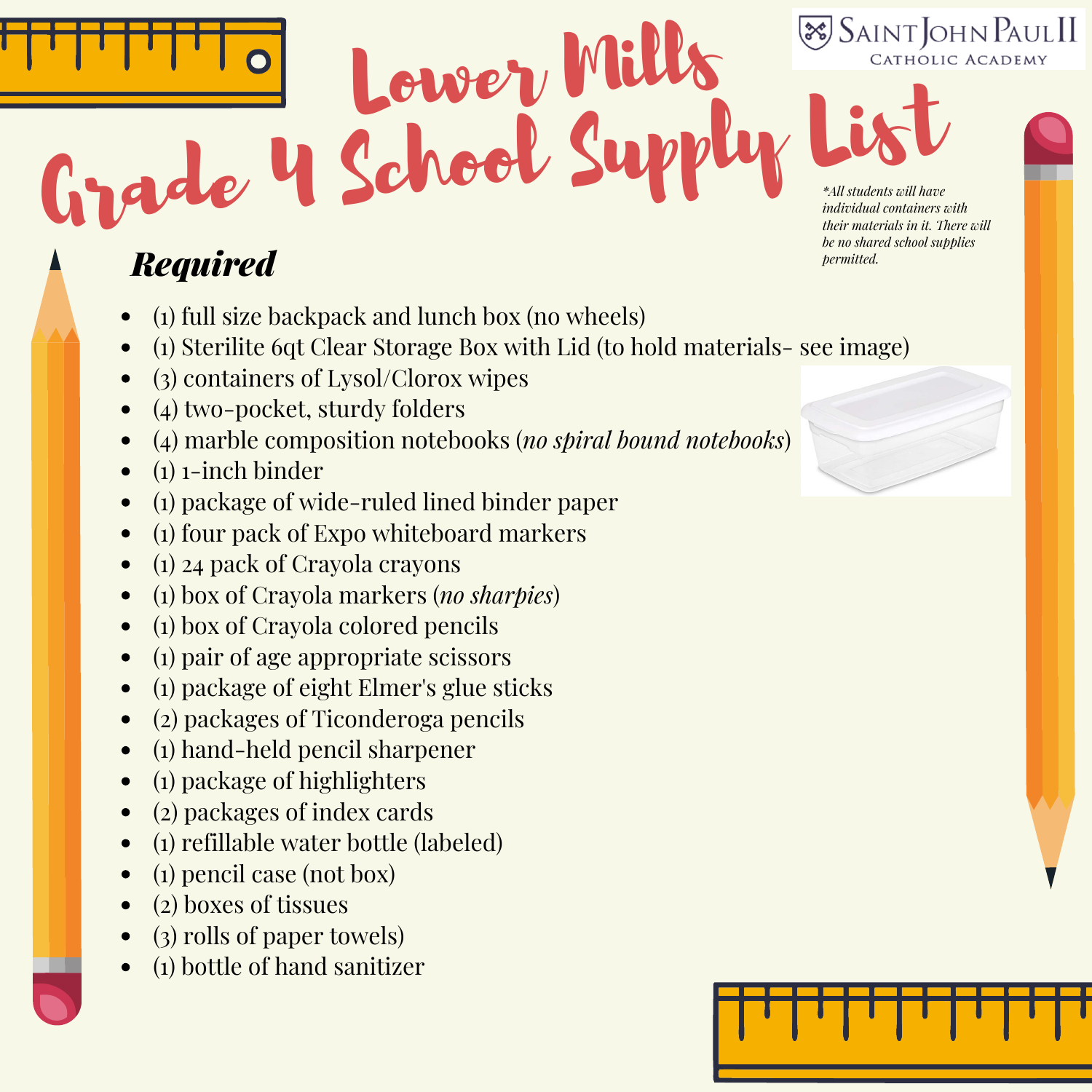Saint John Paul II Catholic Academy

# Lower Mills Grade 4 School Supply List

*\*All students will have individual containers with their materials in it. There will be no shared school supplies permitted.*

## ***Required***

- (1) full size backpack and lunch box (no wheels)
- (1) Sterilite 6qt Clear Storage Box with Lid (to hold materials- see image)
- (3) containers of Lysol/Clorox wipes
- (4) two-pocket, sturdy folders
- (4) marble composition notebooks (*no spiral bound notebooks*)
- (1) 1-inch binder
- (1) package of wide-ruled lined binder paper
- (1) four pack of Expo whiteboard markers
- (1) 24 pack of Crayola crayons
- (1) box of Crayola markers (*no sharpies*)
- (1) box of Crayola colored pencils
- (1) pair of age appropriate scissors
- (1) package of eight Elmer's glue sticks
- (2) packages of Ticonderoga pencils
- (1) hand-held pencil sharpener
- (1) package of highlighters
- (2) packages of index cards
- (1) refillable water bottle (labeled)
- (1) pencil case (not box)
- (2) boxes of tissues
- (3) rolls of paper towels)
- (1) bottle of hand sanitizer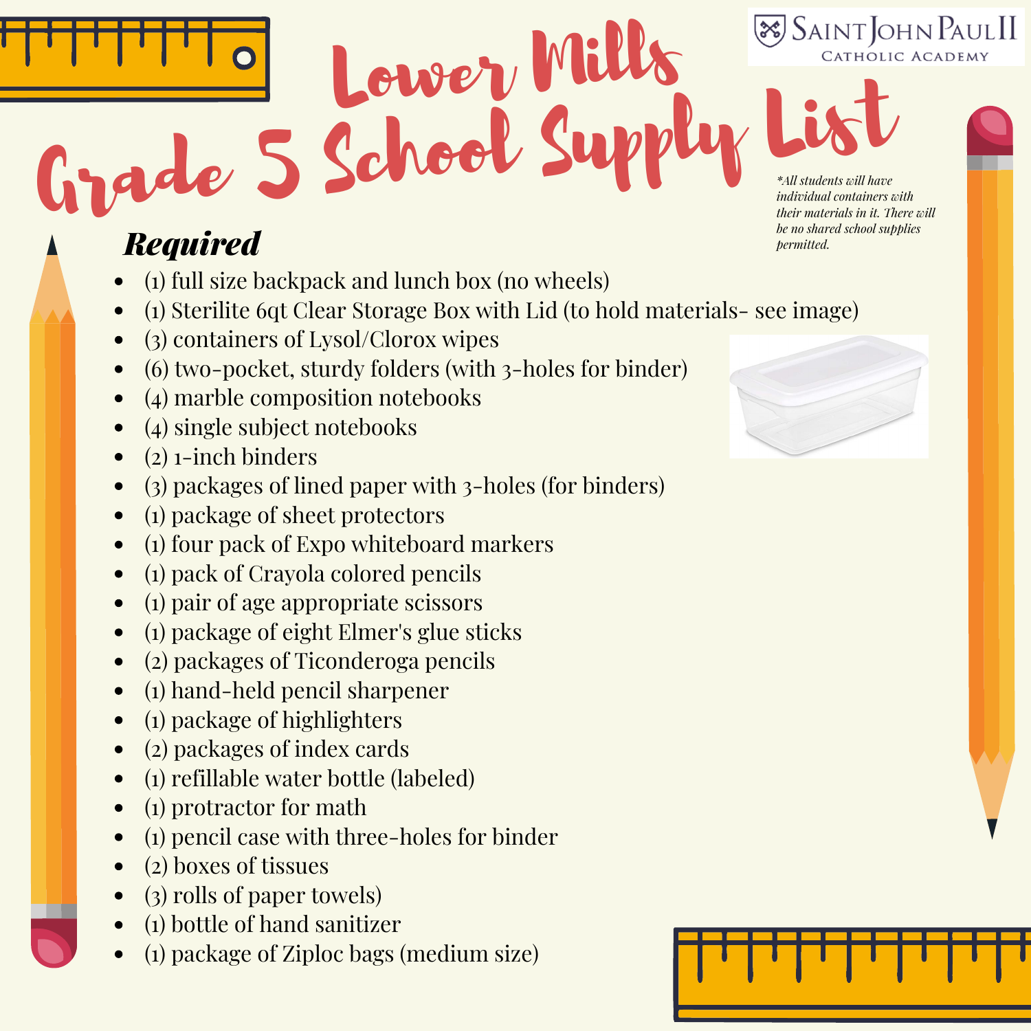# Lower Mills Grade 5 School Supply List

Saint John Paul II Catholic Academy

*\*All students will have individual containers with their materials in it. There will be no shared school supplies permitted.*

## ***Required***

- (1) full size backpack and lunch box (no wheels)
- (1) Sterilite 6qt Clear Storage Box with Lid (to hold materials- see image)
- (3) containers of Lysol/Clorox wipes
- (6) two-pocket, sturdy folders (with 3-holes for binder)
- (4) marble composition notebooks
- (4) single subject notebooks
- (2) 1-inch binders
- (3) packages of lined paper with 3-holes (for binders)
- (1) package of sheet protectors
- (1) four pack of Expo whiteboard markers
- (1) pack of Crayola colored pencils
- (1) pair of age appropriate scissors
- (1) package of eight Elmer's glue sticks
- (2) packages of Ticonderoga pencils
- (1) hand-held pencil sharpener
- (1) package of highlighters
- (2) packages of index cards
- (1) refillable water bottle (labeled)
- (1) protractor for math
- (1) pencil case with three-holes for binder
- (2) boxes of tissues
- (3) rolls of paper towels)
- (1) bottle of hand sanitizer
- (1) package of Ziploc bags (medium size)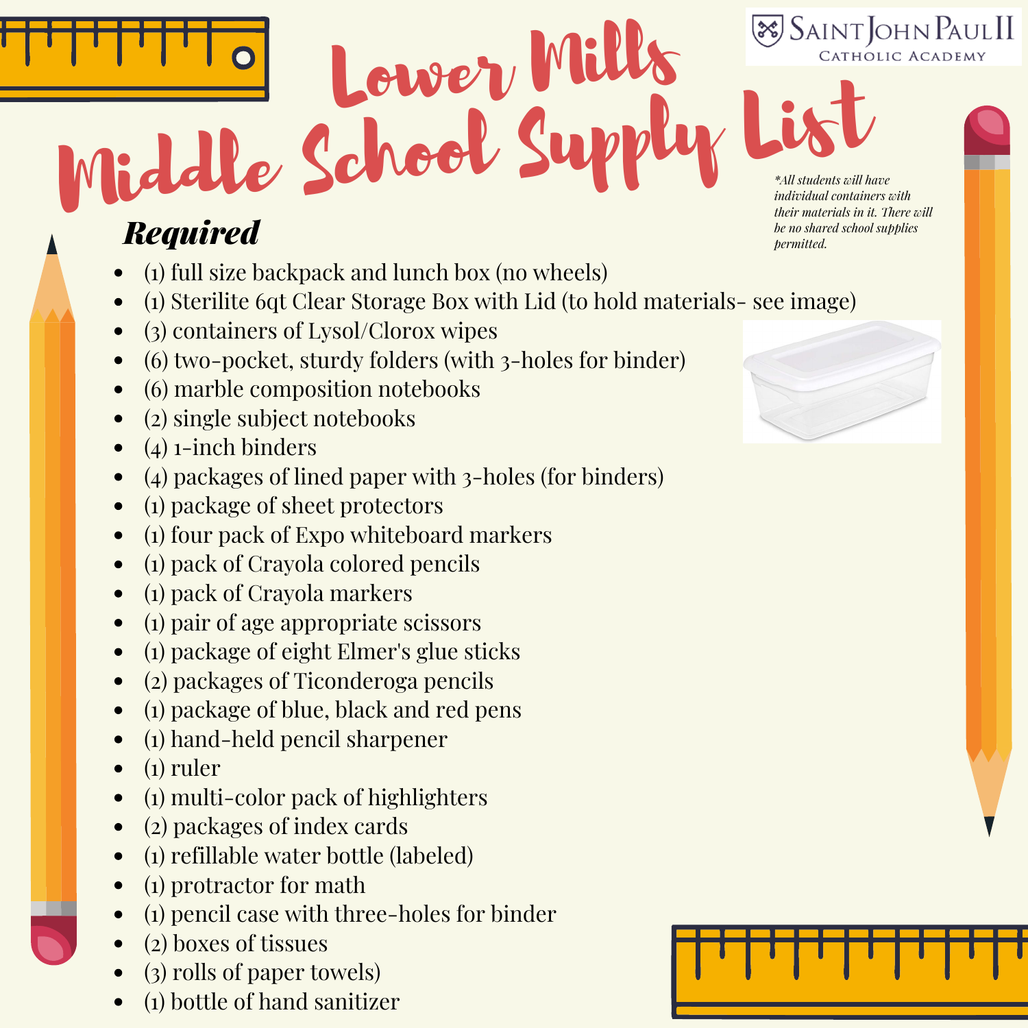Saint John Paul II Catholic Academy

# Lower Mills Middle School Supply List

*\*All students will have individual containers with their materials in it. There will be no shared school supplies permitted.*

## ***Required***

- (1) full size backpack and lunch box (no wheels)
- (1) Sterilite 6qt Clear Storage Box with Lid (to hold materials- see image)
- (3) containers of Lysol/Clorox wipes
- (6) two-pocket, sturdy folders (with 3-holes for binder)
- (6) marble composition notebooks
- (2) single subject notebooks
- (4) 1-inch binders
- (4) packages of lined paper with 3-holes (for binders)
- (1) package of sheet protectors
- (1) four pack of Expo whiteboard markers
- (1) pack of Crayola colored pencils
- (1) pack of Crayola markers
- (1) pair of age appropriate scissors
- (1) package of eight Elmer's glue sticks
- (2) packages of Ticonderoga pencils
- (1) package of blue, black and red pens
- (1) hand-held pencil sharpener
- (1) ruler
- (1) multi-color pack of highlighters
- (2) packages of index cards
- (1) refillable water bottle (labeled)
- (1) protractor for math
- (1) pencil case with three-holes for binder
- (2) boxes of tissues
- (3) rolls of paper towels)
- (1) bottle of hand sanitizer